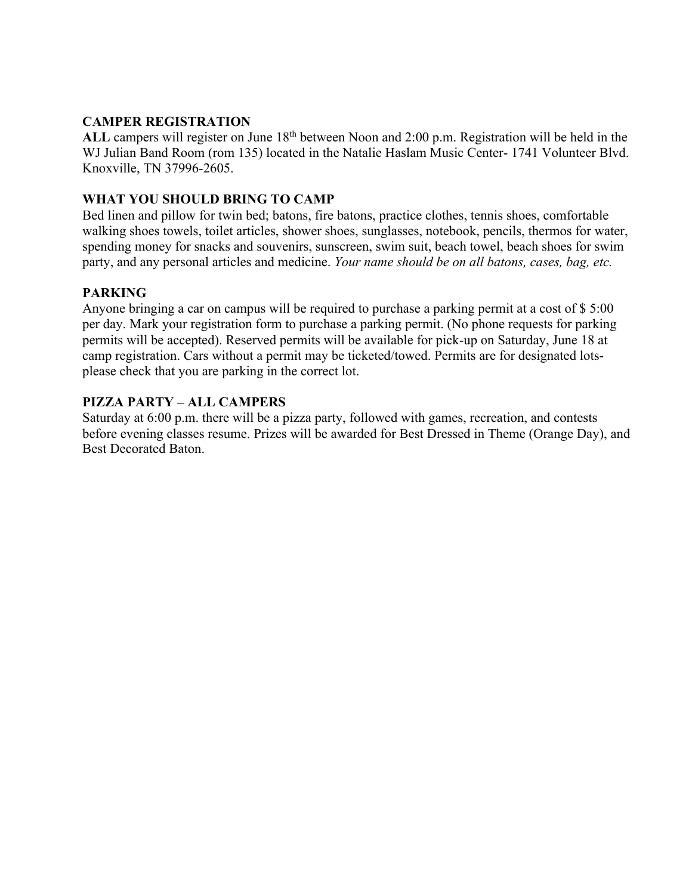**CAMPER REGISTRATION**

**ALL** campers will register on June 18th between Noon and 2:00 p.m. Registration will be held in the WJ Julian Band Room (rom 135) located in the Natalie Haslam Music Center- 1741 Volunteer Blvd. Knoxville, TN 37996-2605.

**WHAT YOU SHOULD BRING TO CAMP**

Bed linen and pillow for twin bed; batons, fire batons, practice clothes, tennis shoes, comfortable walking shoes towels, toilet articles, shower shoes, sunglasses, notebook, pencils, thermos for water, spending money for snacks and souvenirs, sunscreen, swim suit, beach towel, beach shoes for swim party, and any personal articles and medicine. *Your name should be on all batons, cases, bag, etc.*

**PARKING**

Anyone bringing a car on campus will be required to purchase a parking permit at a cost of $ 5:00 per day. Mark your registration form to purchase a parking permit. (No phone requests for parking permits will be accepted). Reserved permits will be available for pick-up on Saturday, June 18 at camp registration. Cars without a permit may be ticketed/towed. Permits are for designated lots-please check that you are parking in the correct lot.

**PIZZA PARTY – ALL CAMPERS**

Saturday at 6:00 p.m. there will be a pizza party, followed with games, recreation, and contests before evening classes resume. Prizes will be awarded for Best Dressed in Theme (Orange Day), and Best Decorated Baton.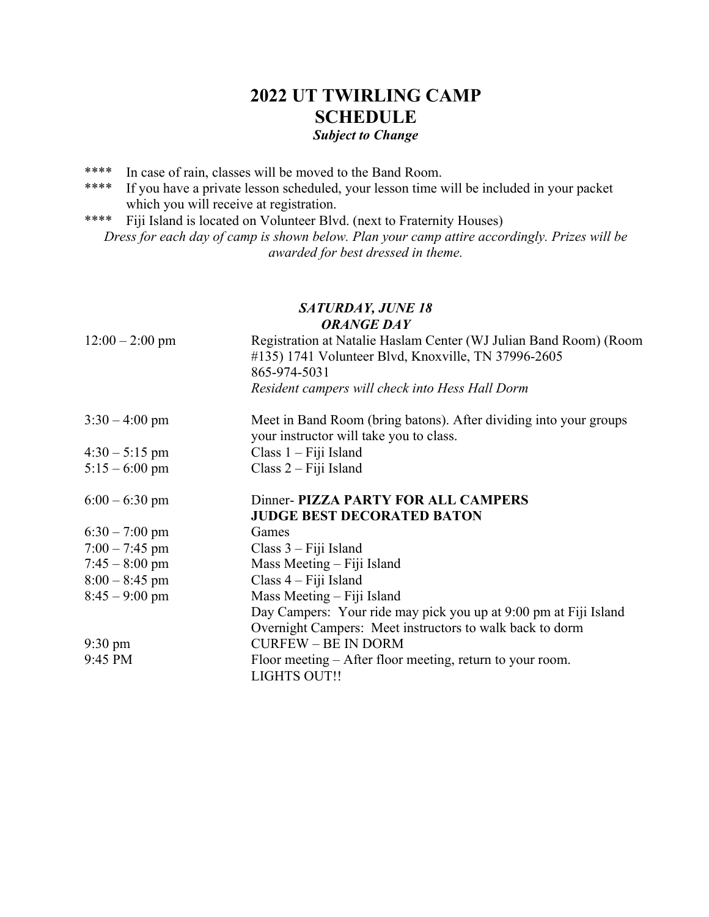# 2022 UT TWIRLING CAMP
# SCHEDULE
***Subject to Change***

**** In case of rain, classes will be moved to the Band Room.
**** If you have a private lesson scheduled, your lesson time will be included in your packet which you will receive at registration.
**** Fiji Island is located on Volunteer Blvd. (next to Fraternity Houses)

*Dress for each day of camp is shown below. Plan your camp attire accordingly. Prizes will be awarded for best dressed in theme.*

## *SATURDAY, JUNE 18*
### *ORANGE DAY*

| | |
|---|---|
| 12:00 – 2:00 pm | Registration at Natalie Haslam Center (WJ Julian Band Room) (Room #135) 1741 Volunteer Blvd, Knoxville, TN 37996-2605 865-974-5031 *Resident campers will check into Hess Hall Dorm* |
| 3:30 – 4:00 pm | Meet in Band Room (bring batons). After dividing into your groups your instructor will take you to class. |
| 4:30 – 5:15 pm | Class 1 – Fiji Island |
| 5:15 – 6:00 pm | Class 2 – Fiji Island |
| 6:00 – 6:30 pm | Dinner- **PIZZA PARTY FOR ALL CAMPERS** **JUDGE BEST DECORATED BATON** |
| 6:30 – 7:00 pm | Games |
| 7:00 – 7:45 pm | Class 3 – Fiji Island |
| 7:45 – 8:00 pm | Mass Meeting – Fiji Island |
| 8:00 – 8:45 pm | Class 4 – Fiji Island |
| 8:45 – 9:00 pm | Mass Meeting – Fiji Island Day Campers: Your ride may pick you up at 9:00 pm at Fiji Island Overnight Campers: Meet instructors to walk back to dorm |
| 9:30 pm | CURFEW – BE IN DORM |
| 9:45 PM | Floor meeting – After floor meeting, return to your room. LIGHTS OUT!! |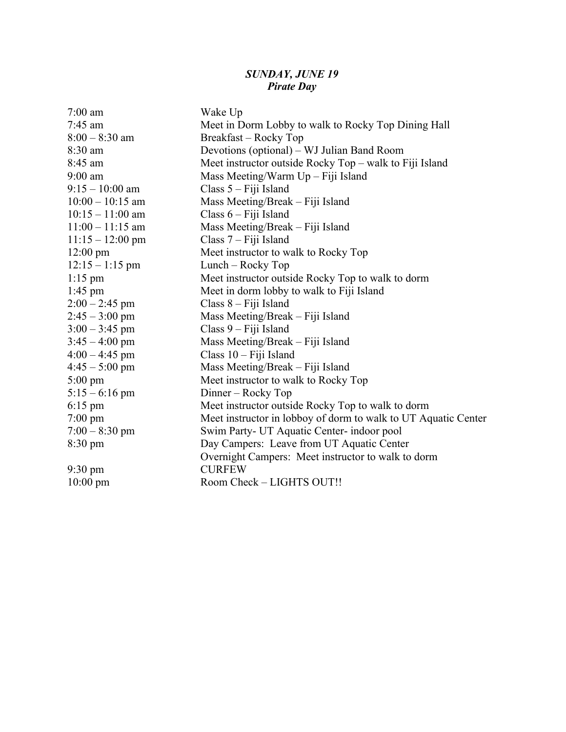***SUNDAY, JUNE 19***
***Pirate Day***

| | |
|---|---|
| 7:00 am | Wake Up |
| 7:45 am | Meet in Dorm Lobby to walk to Rocky Top Dining Hall |
| 8:00 – 8:30 am | Breakfast – Rocky Top |
| 8:30 am | Devotions (optional) – WJ Julian Band Room |
| 8:45 am | Meet instructor outside Rocky Top – walk to Fiji Island |
| 9:00 am | Mass Meeting/Warm Up – Fiji Island |
| 9:15 – 10:00 am | Class 5 – Fiji Island |
| 10:00 – 10:15 am | Mass Meeting/Break – Fiji Island |
| 10:15 – 11:00 am | Class 6 – Fiji Island |
| 11:00 – 11:15 am | Mass Meeting/Break – Fiji Island |
| 11:15 – 12:00 pm | Class 7 – Fiji Island |
| 12:00 pm | Meet instructor to walk to Rocky Top |
| 12:15 – 1:15 pm | Lunch – Rocky Top |
| 1:15 pm | Meet instructor outside Rocky Top to walk to dorm |
| 1:45 pm | Meet in dorm lobby to walk to Fiji Island |
| 2:00 – 2:45 pm | Class 8 – Fiji Island |
| 2:45 – 3:00 pm | Mass Meeting/Break – Fiji Island |
| 3:00 – 3:45 pm | Class 9 – Fiji Island |
| 3:45 – 4:00 pm | Mass Meeting/Break – Fiji Island |
| 4:00 – 4:45 pm | Class 10 – Fiji Island |
| 4:45 – 5:00 pm | Mass Meeting/Break – Fiji Island |
| 5:00 pm | Meet instructor to walk to Rocky Top |
| 5:15 – 6:16 pm | Dinner – Rocky Top |
| 6:15 pm | Meet instructor outside Rocky Top to walk to dorm |
| 7:00 pm | Meet instructor in lobboy of dorm to walk to UT Aquatic Center |
| 7:00 – 8:30 pm | Swim Party- UT Aquatic Center- indoor pool |
| 8:30 pm | Day Campers: Leave from UT Aquatic Center<br>Overnight Campers: Meet instructor to walk to dorm |
| 9:30 pm | CURFEW |
| 10:00 pm | Room Check – LIGHTS OUT!! |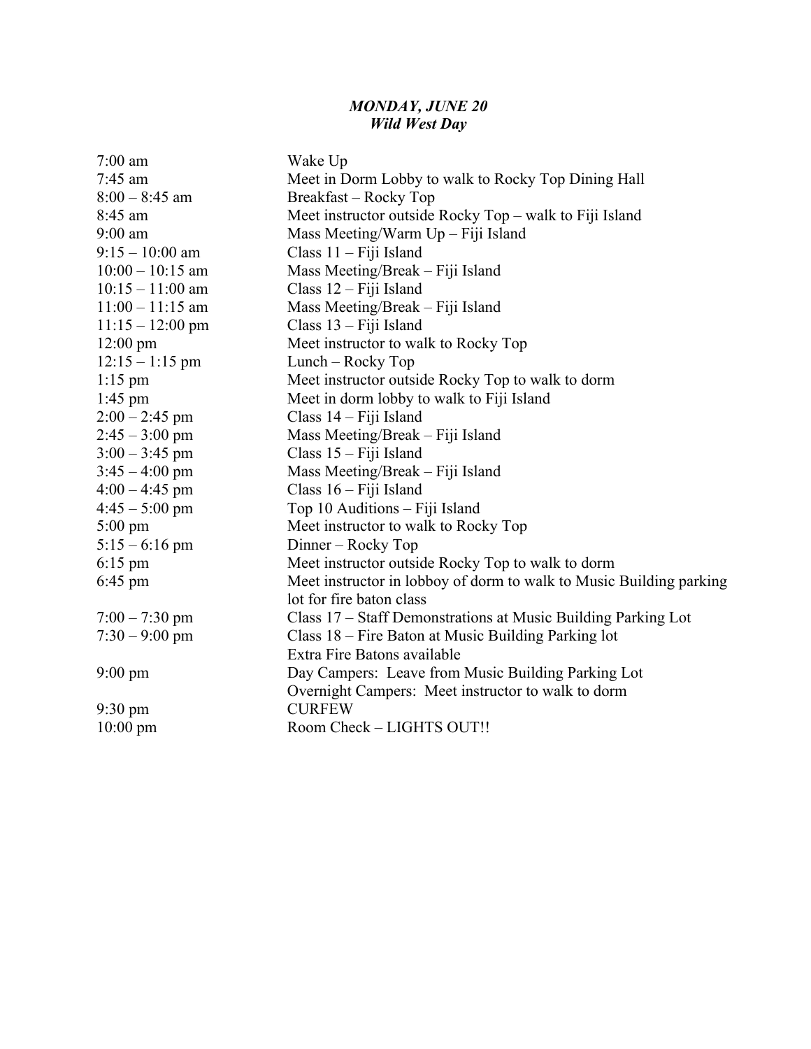***MONDAY, JUNE 20***
***Wild West Day***

| | |
|---|---|
| 7:00 am | Wake Up |
| 7:45 am | Meet in Dorm Lobby to walk to Rocky Top Dining Hall |
| 8:00 – 8:45 am | Breakfast – Rocky Top |
| 8:45 am | Meet instructor outside Rocky Top – walk to Fiji Island |
| 9:00 am | Mass Meeting/Warm Up – Fiji Island |
| 9:15 – 10:00 am | Class 11 – Fiji Island |
| 10:00 – 10:15 am | Mass Meeting/Break – Fiji Island |
| 10:15 – 11:00 am | Class 12 – Fiji Island |
| 11:00 – 11:15 am | Mass Meeting/Break – Fiji Island |
| 11:15 – 12:00 pm | Class 13 – Fiji Island |
| 12:00 pm | Meet instructor to walk to Rocky Top |
| 12:15 – 1:15 pm | Lunch – Rocky Top |
| 1:15 pm | Meet instructor outside Rocky Top to walk to dorm |
| 1:45 pm | Meet in dorm lobby to walk to Fiji Island |
| 2:00 – 2:45 pm | Class 14 – Fiji Island |
| 2:45 – 3:00 pm | Mass Meeting/Break – Fiji Island |
| 3:00 – 3:45 pm | Class 15 – Fiji Island |
| 3:45 – 4:00 pm | Mass Meeting/Break – Fiji Island |
| 4:00 – 4:45 pm | Class 16 – Fiji Island |
| 4:45 – 5:00 pm | Top 10 Auditions – Fiji Island |
| 5:00 pm | Meet instructor to walk to Rocky Top |
| 5:15 – 6:16 pm | Dinner – Rocky Top |
| 6:15 pm | Meet instructor outside Rocky Top to walk to dorm |
| 6:45 pm | Meet instructor in lobboy of dorm to walk to Music Building parking lot for fire baton class |
| 7:00 – 7:30 pm | Class 17 – Staff Demonstrations at Music Building Parking Lot |
| 7:30 – 9:00 pm | Class 18 – Fire Baton at Music Building Parking lot<br>Extra Fire Batons available |
| 9:00 pm | Day Campers: Leave from Music Building Parking Lot<br>Overnight Campers: Meet instructor to walk to dorm |
| 9:30 pm | CURFEW |
| 10:00 pm | Room Check – LIGHTS OUT!! |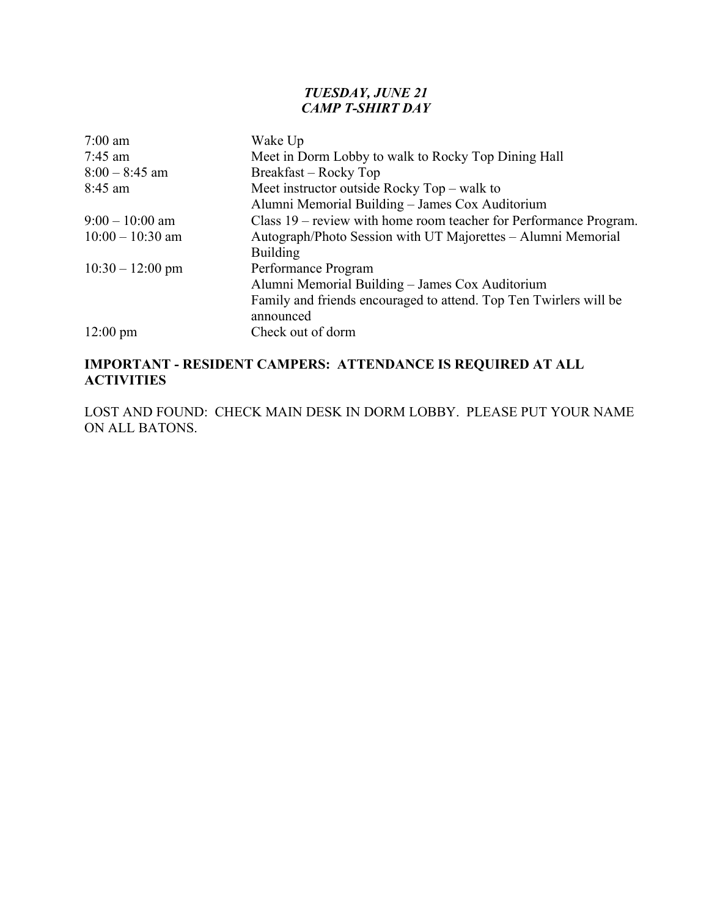***TUESDAY, JUNE 21***
***CAMP T-SHIRT DAY***

| | |
|---|---|
| 7:00 am | Wake Up |
| 7:45 am | Meet in Dorm Lobby to walk to Rocky Top Dining Hall |
| 8:00 – 8:45 am | Breakfast – Rocky Top |
| 8:45 am | Meet instructor outside Rocky Top – walk to Alumni Memorial Building – James Cox Auditorium |
| 9:00 – 10:00 am | Class 19 – review with home room teacher for Performance Program. |
| 10:00 – 10:30 am | Autograph/Photo Session with UT Majorettes – Alumni Memorial Building |
| 10:30 – 12:00 pm | Performance Program<br>Alumni Memorial Building – James Cox Auditorium<br>Family and friends encouraged to attend. Top Ten Twirlers will be announced |
| 12:00 pm | Check out of dorm |

**IMPORTANT - RESIDENT CAMPERS: ATTENDANCE IS REQUIRED AT ALL ACTIVITIES**

LOST AND FOUND: CHECK MAIN DESK IN DORM LOBBY. PLEASE PUT YOUR NAME ON ALL BATONS.